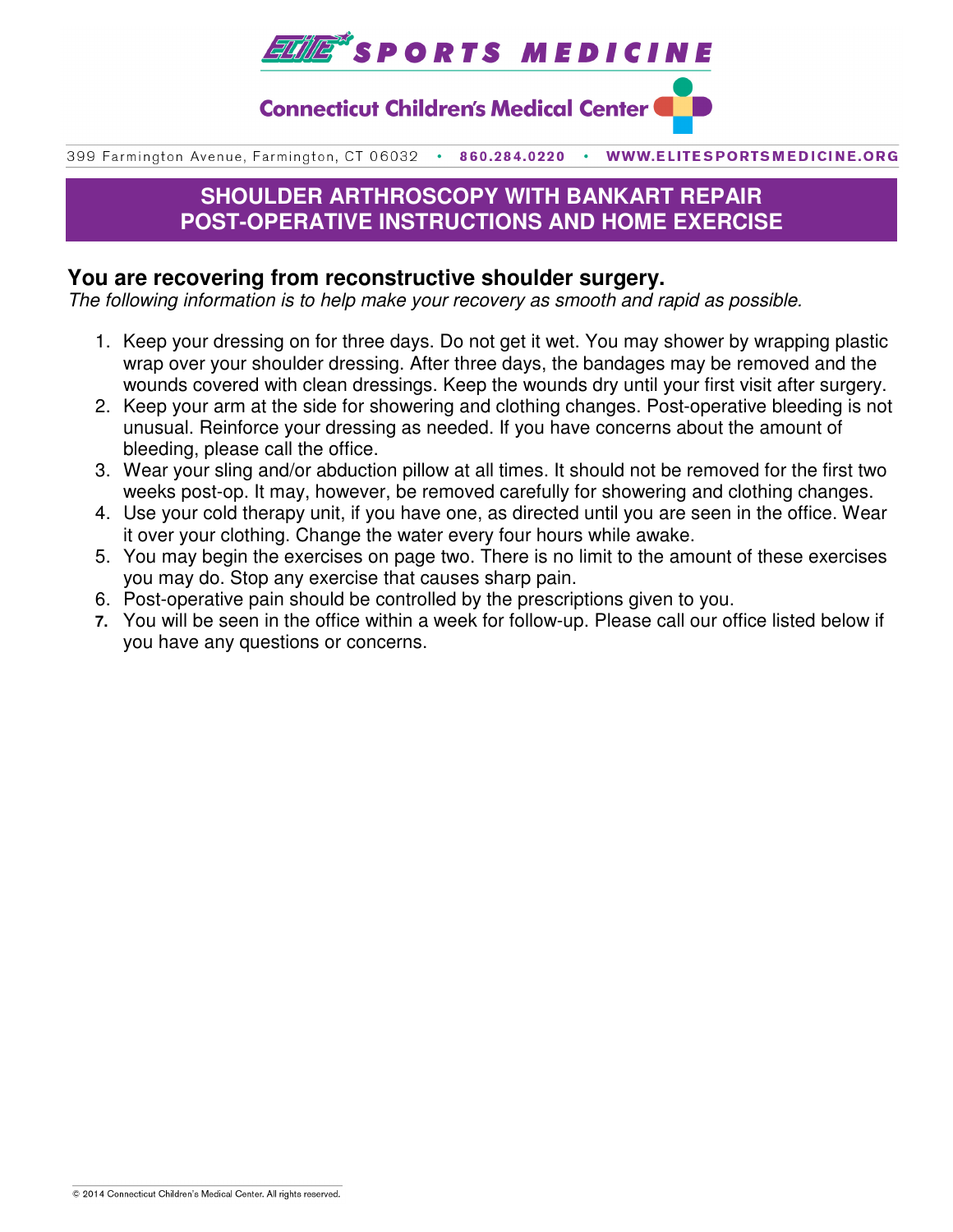ELITE SPORTS MEDICINE

Connecticut Children's Medical Center

399 Farmington Avenue, Farmington, CT 06032 • 860.284.0220 • WWW.ELITESPORTSMEDICINE.ORG

# SHOULDER ARTHROSCOPY WITH BANKART REPAIR POST-OPERATIVE INSTRUCTIONS AND HOME EXERCISE

## You are recovering from reconstructive shoulder surgery.

*The following information is to help make your recovery as smooth and rapid as possible.*

1. Keep your dressing on for three days. Do not get it wet. You may shower by wrapping plastic wrap over your shoulder dressing. After three days, the bandages may be removed and the wounds covered with clean dressings. Keep the wounds dry until your first visit after surgery.
2. Keep your arm at the side for showering and clothing changes. Post-operative bleeding is not unusual. Reinforce your dressing as needed. If you have concerns about the amount of bleeding, please call the office.
3. Wear your sling and/or abduction pillow at all times. It should not be removed for the first two weeks post-op. It may, however, be removed carefully for showering and clothing changes.
4. Use your cold therapy unit, if you have one, as directed until you are seen in the office. Wear it over your clothing. Change the water every four hours while awake.
5. You may begin the exercises on page two. There is no limit to the amount of these exercises you may do. Stop any exercise that causes sharp pain.
6. Post-operative pain should be controlled by the prescriptions given to you.
7. You will be seen in the office within a week for follow-up. Please call our office listed below if you have any questions or concerns.

© 2014 Connecticut Children's Medical Center. All rights reserved.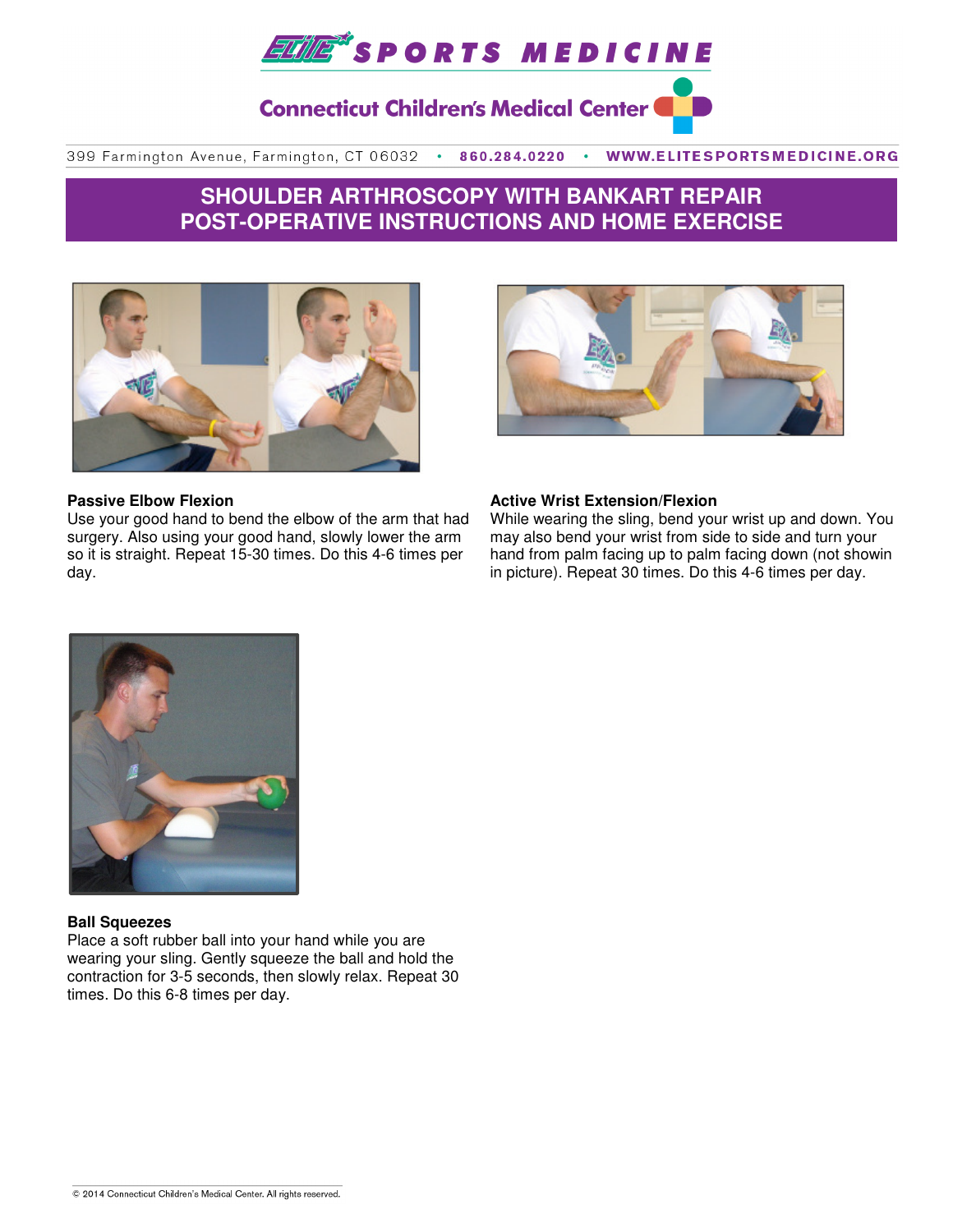# SHOULDER ARTHROSCOPY WITH BANKART REPAIR POST-OPERATIVE INSTRUCTIONS AND HOME EXERCISE

**Passive Elbow Flexion**
Use your good hand to bend the elbow of the arm that had surgery. Also using your good hand, slowly lower the arm so it is straight. Repeat 15-30 times. Do this 4-6 times per day.

**Active Wrist Extension/Flexion**
While wearing the sling, bend your wrist up and down. You may also bend your wrist from side to side and turn your hand from palm facing up to palm facing down (not showin in picture). Repeat 30 times. Do this 4-6 times per day.

**Ball Squeezes**
Place a soft rubber ball into your hand while you are wearing your sling. Gently squeeze the ball and hold the contraction for 3-5 seconds, then slowly relax. Repeat 30 times. Do this 6-8 times per day.

© 2014 Connecticut Children's Medical Center. All rights reserved.